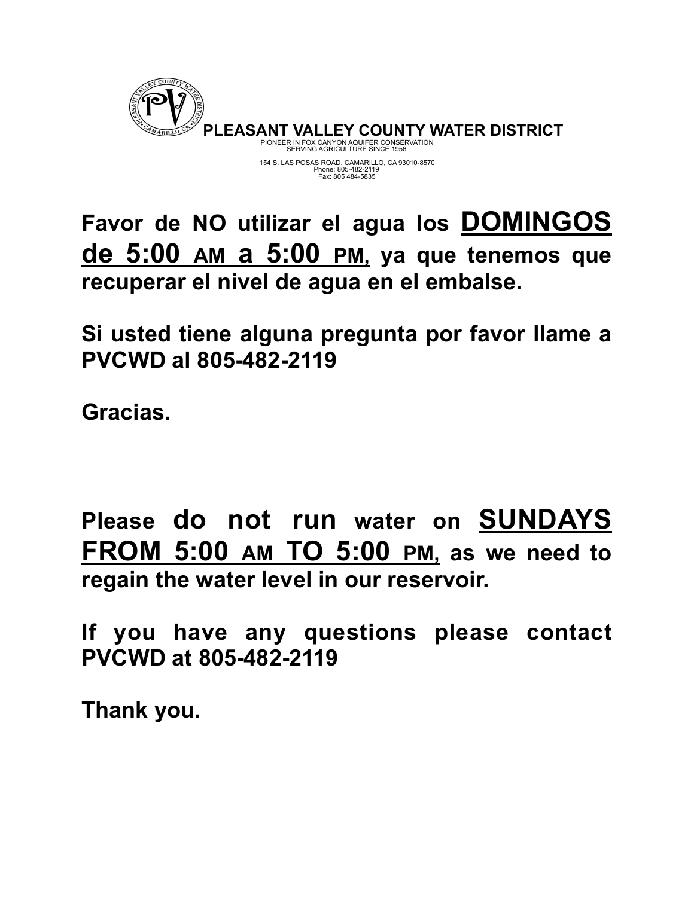**PLEASANT VALLEY COUNTY WATER DISTRICT**
PIONEER IN FOX CANYON AQUIFER CONSERVATION
SERVING AGRICULTURE SINCE 1956

154 S. LAS POSAS ROAD, CAMARILLO, CA 93010-8570
Phone: 805-482-2119
Fax: 805 484-5835

**Favor de NO utilizar el agua los <u>DOMINGOS de 5:00 AM a 5:00 PM</u>, ya que tenemos que recuperar el nivel de agua en el embalse.**

**Si usted tiene alguna pregunta por favor llame a PVCWD al 805-482-2119**

**Gracias.**

**Please do not run water on <u>SUNDAYS FROM 5:00 AM TO 5:00 PM</u>, as we need to regain the water level in our reservoir.**

**If you have any questions please contact PVCWD at 805-482-2119**

**Thank you.**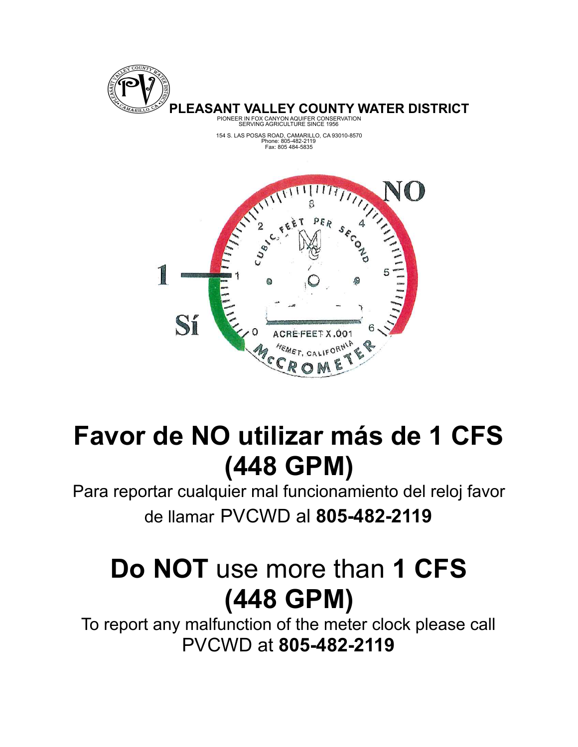**PLEASANT VALLEY COUNTY WATER DISTRICT**

PIONEER IN FOX CANYON AQUIFER CONSERVATION
SERVING AGRICULTURE SINCE 1956

154 S. LAS POSAS ROAD, CAMARILLO, CA 93010-8570
Phone: 805-482-2119
Fax: 805 484-5835

NO

1

Sí

# Favor de NO utilizar más de 1 CFS (448 GPM)

Para reportar cualquier mal funcionamiento del reloj favor de llamar PVCWD al **805-482-2119**

# **Do NOT** use more than **1 CFS (448 GPM)**

To report any malfunction of the meter clock please call PVCWD at **805-482-2119**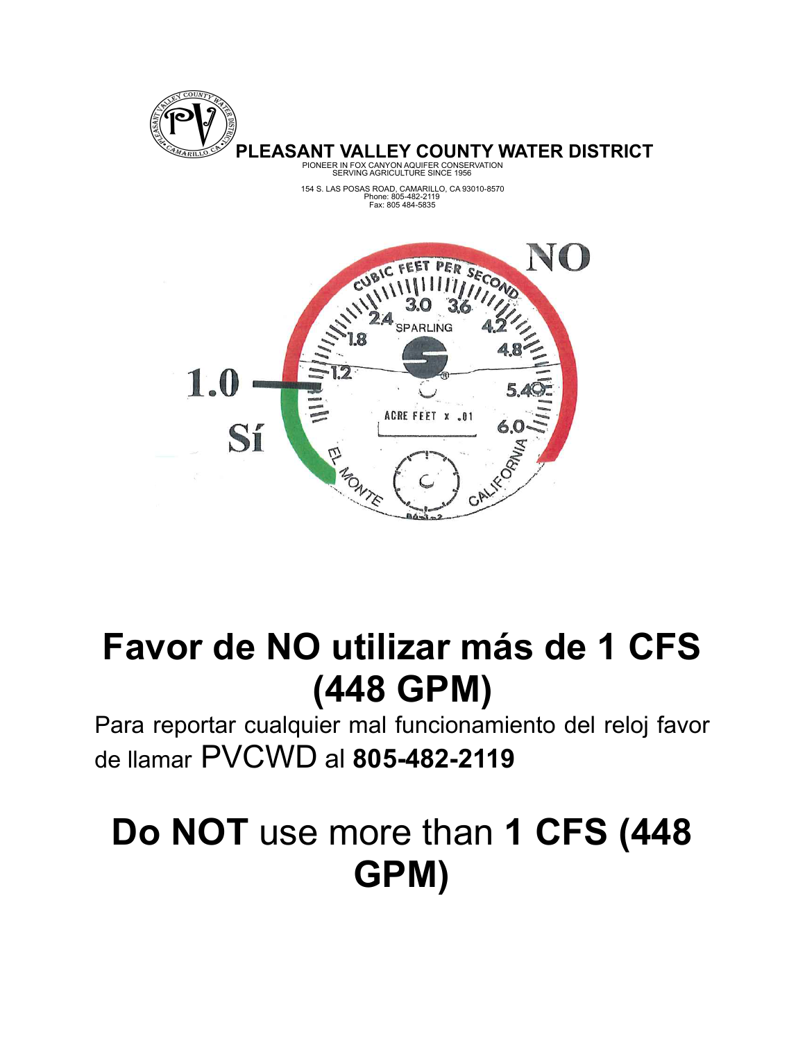# PLEASANT VALLEY COUNTY WATER DISTRICT

PIONEER IN FOX CANYON AQUIFER CONSERVATION
SERVING AGRICULTURE SINCE 1956

154 S. LAS POSAS ROAD, CAMARILLO, CA 93010-8570
Phone: 805-482-2119
Fax: 805 484-5835

NO

1.0

Sí

# Favor de NO utilizar más de 1 CFS (448 GPM)

Para reportar cualquier mal funcionamiento del reloj favor de llamar PVCWD al **805-482-2119**

# Do NOT use more than 1 CFS (448 GPM)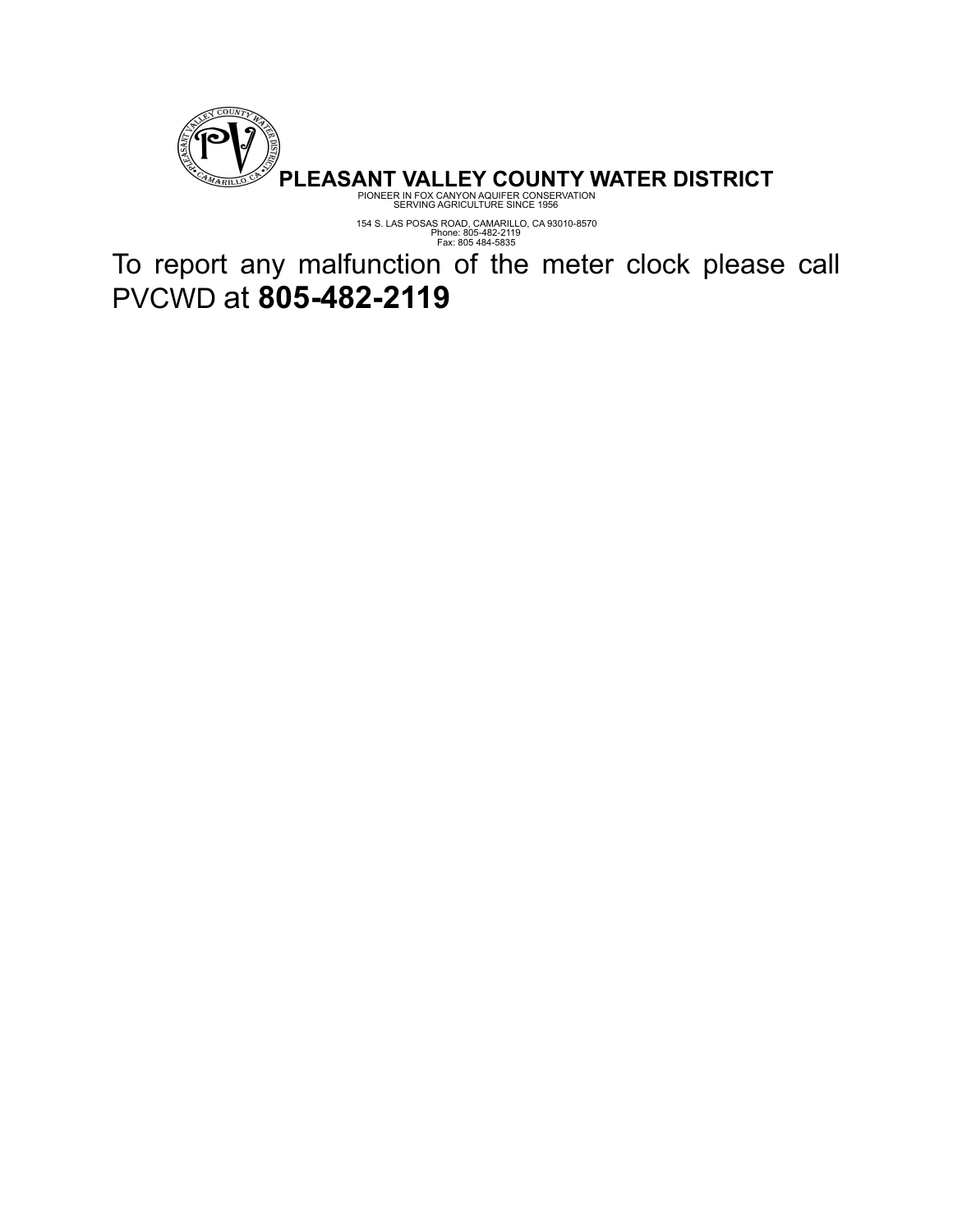**PLEASANT VALLEY COUNTY WATER DISTRICT**

PIONEER IN FOX CANYON AQUIFER CONSERVATION
SERVING AGRICULTURE SINCE 1956

154 S. LAS POSAS ROAD, CAMARILLO, CA 93010-8570
Phone: 805-482-2119
Fax: 805 484-5835

To report any malfunction of the meter clock please call PVCWD at **805-482-2119**